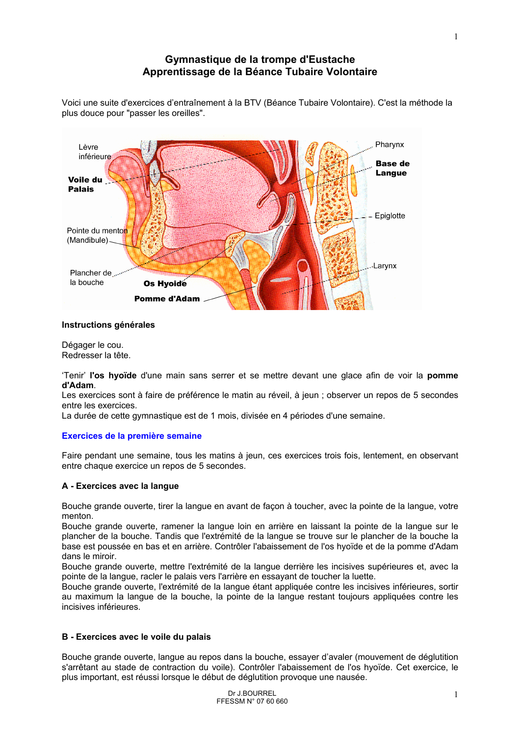# Gymnastique de la trompe d'Eustache
# Apprentissage de la Béance Tubaire Volontaire

Voici une suite d'exercices d'entraînement à la BTV (Béance Tubaire Volontaire). C'est la méthode la plus douce pour "passer les oreilles".

### Instructions générales

Dégager le cou.
Redresser la tête.

'Tenir' **l'os hyoïde** d'une main sans serrer et se mettre devant une glace afin de voir la **pomme d'Adam**.
Les exercices sont à faire de préférence le matin au réveil, à jeun ; observer un repos de 5 secondes entre les exercices.
La durée de cette gymnastique est de 1 mois, divisée en 4 périodes d'une semaine.

## Exercices de la première semaine

Faire pendant une semaine, tous les matins à jeun, ces exercices trois fois, lentement, en observant entre chaque exercice un repos de 5 secondes.

### A - Exercices avec la langue

Bouche grande ouverte, tirer la langue en avant de façon à toucher, avec la pointe de la langue, votre menton.
Bouche grande ouverte, ramener la langue loin en arrière en laissant la pointe de la langue sur le plancher de la bouche. Tandis que l'extrémité de la langue se trouve sur le plancher de la bouche la base est poussée en bas et en arrière. Contrôler l'abaissement de l'os hyoïde et de la pomme d'Adam dans le miroir.
Bouche grande ouverte, mettre l'extrémité de la langue derrière les incisives supérieures et, avec la pointe de la langue, racler le palais vers l'arrière en essayant de toucher la luette.
Bouche grande ouverte, l'extrémité de la langue étant appliquée contre les incisives inférieures, sortir au maximum la langue de la bouche, la pointe de la langue restant toujours appliquées contre les incisives inférieures.

### B - Exercices avec le voile du palais

Bouche grande ouverte, langue au repos dans la bouche, essayer d'avaler (mouvement de déglutition s'arrêtant au stade de contraction du voile). Contrôler l'abaissement de l'os hyoïde. Cet exercice, le plus important, est réussi lorsque le début de déglutition provoque une nausée.

Dr J.BOURREL
FFESSM N° 07 60 660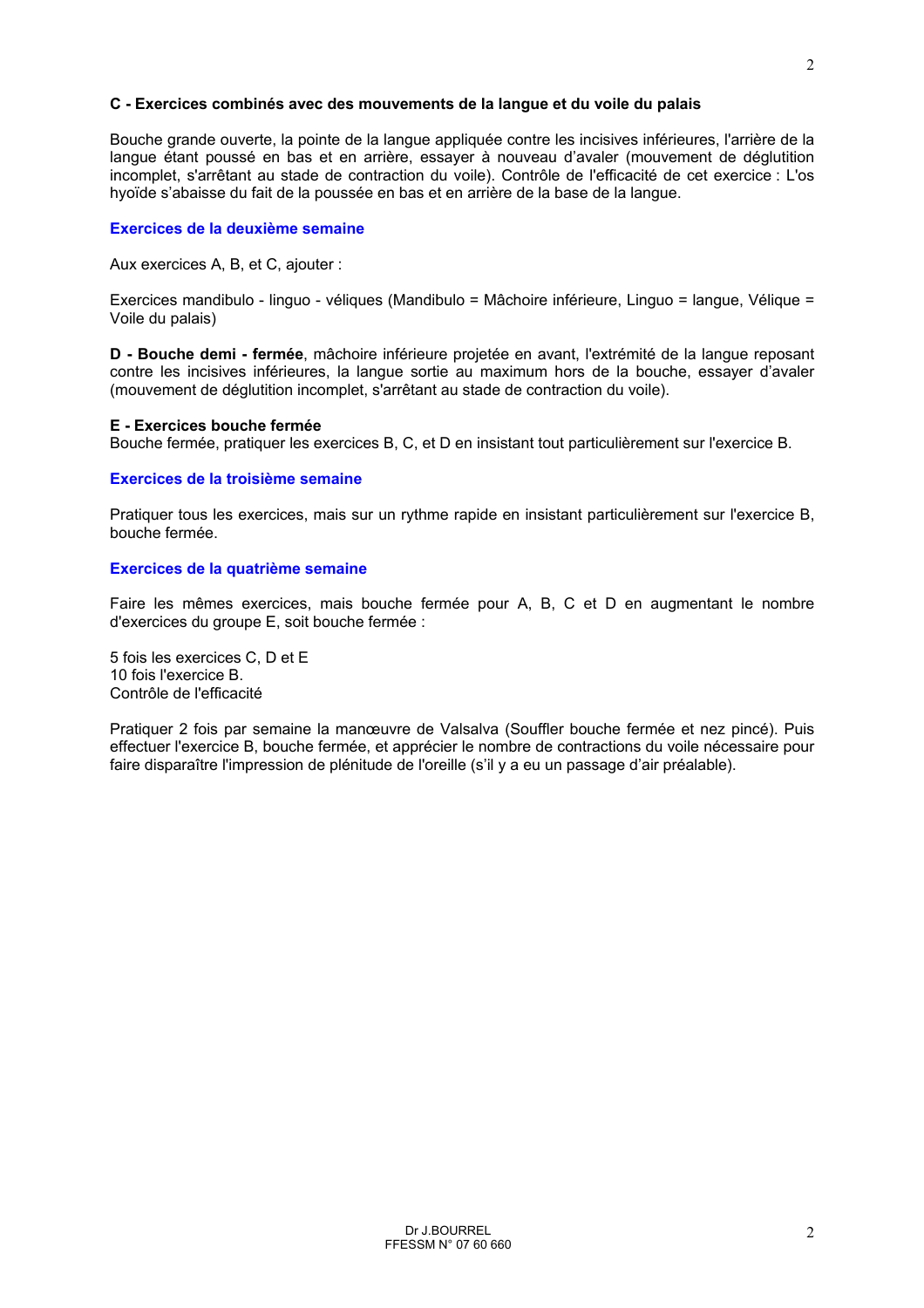### C - Exercices combinés avec des mouvements de la langue et du voile du palais

Bouche grande ouverte, la pointe de la langue appliquée contre les incisives inférieures, l'arrière de la langue étant poussé en bas et en arrière, essayer à nouveau d'avaler (mouvement de déglutition incomplet, s'arrêtant au stade de contraction du voile). Contrôle de l'efficacité de cet exercice : L'os hyoïde s'abaisse du fait de la poussée en bas et en arrière de la base de la langue.

## Exercices de la deuxième semaine

Aux exercices A, B, et C, ajouter :

Exercices mandibulo - linguo - véliques (Mandibulo = Mâchoire inférieure, Linguo = langue, Vélique = Voile du palais)

**D - Bouche demi - fermée**, mâchoire inférieure projetée en avant, l'extrémité de la langue reposant contre les incisives inférieures, la langue sortie au maximum hors de la bouche, essayer d'avaler (mouvement de déglutition incomplet, s'arrêtant au stade de contraction du voile).

**E - Exercices bouche fermée**
Bouche fermée, pratiquer les exercices B, C, et D en insistant tout particulièrement sur l'exercice B.

## Exercices de la troisième semaine

Pratiquer tous les exercices, mais sur un rythme rapide en insistant particulièrement sur l'exercice B, bouche fermée.

## Exercices de la quatrième semaine

Faire les mêmes exercices, mais bouche fermée pour A, B, C et D en augmentant le nombre d'exercices du groupe E, soit bouche fermée :

5 fois les exercices C, D et E
10 fois l'exercice B.
Contrôle de l'efficacité

Pratiquer 2 fois par semaine la manœuvre de Valsalva (Souffler bouche fermée et nez pincé). Puis effectuer l'exercice B, bouche fermée, et apprécier le nombre de contractions du voile nécessaire pour faire disparaître l'impression de plénitude de l'oreille (s'il y a eu un passage d'air préalable).

Dr J.BOURREL
FFESSM N° 07 60 660